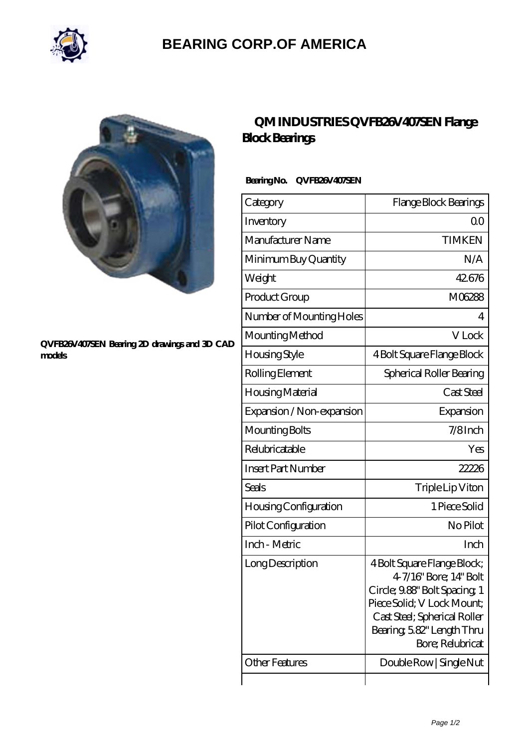# BEARING CORP.OF AMERICA

QVFB26V407SEN Bearing 2D drawings and 3D CAD models

## QM INDUSTRIES QVFB26V407SEN Flange Block Bearings

**Bearing No. QVFB26V407SEN**

| Category | Flange Block Bearings |
|---|---|
| Inventory | 0.0 |
| Manufacturer Name | TIMKEN |
| Minimum Buy Quantity | N/A |
| Weight | 42.676 |
| Product Group | M06288 |
| Number of Mounting Holes | 4 |
| Mounting Method | V Lock |
| Housing Style | 4 Bolt Square Flange Block |
| Rolling Element | Spherical Roller Bearing |
| Housing Material | Cast Steel |
| Expansion / Non-expansion | Expansion |
| Mounting Bolts | 7/8 Inch |
| Relubricatable | Yes |
| Insert Part Number | 22226 |
| Seals | Triple Lip Viton |
| Housing Configuration | 1 Piece Solid |
| Pilot Configuration | No Pilot |
| Inch - Metric | Inch |
| Long Description | 4 Bolt Square Flange Block; 4-7/16" Bore; 14" Bolt Circle; 9.88" Bolt Spacing; 1 Piece Solid; V Lock Mount; Cast Steel; Spherical Roller Bearing; 5.82" Length Thru Bore; Relubricat |
| Other Features | Double Row \| Single Nut |
| | |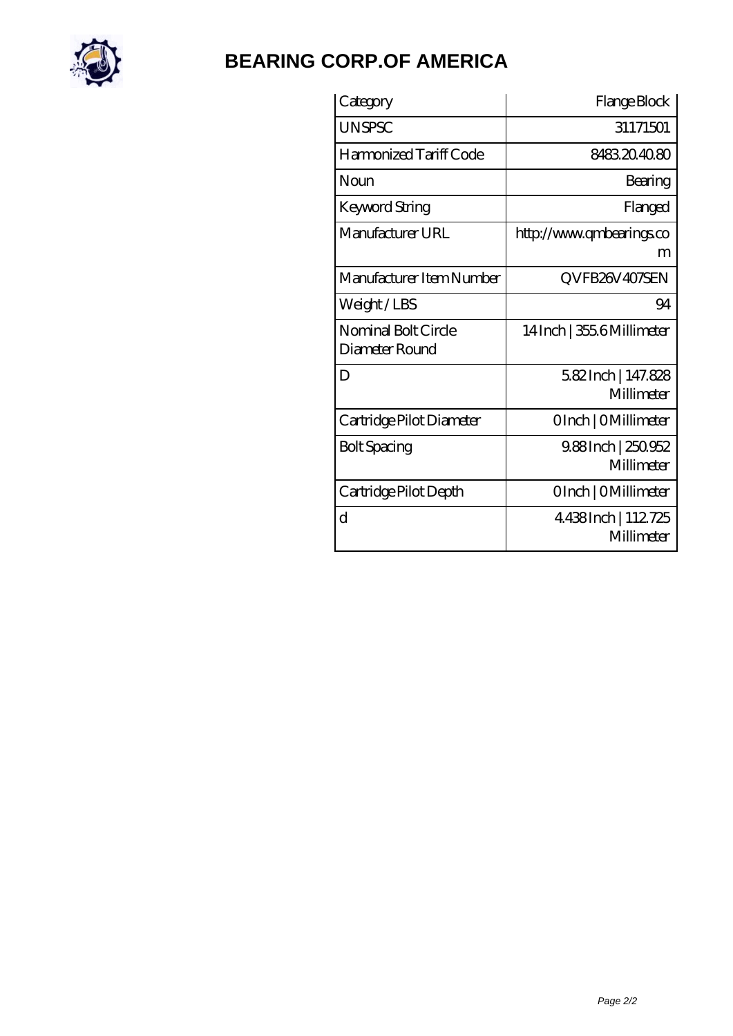## BEARING CORP.OF AMERICA

| | |
|---|---|
| Category | Flange Block |
| UNSPSC | 31171501 |
| Harmonized Tariff Code | 8483.20.40.80 |
| Noun | Bearing |
| Keyword String | Flanged |
| Manufacturer URL | http://www.qmbearings.com |
| Manufacturer Item Number | QVFB26V407SEN |
| Weight / LBS | 94 |
| Nominal Bolt Circle Diameter Round | 14 Inch \| 355.6 Millimeter |
| D | 5.82 Inch \| 147.828 Millimeter |
| Cartridge Pilot Diameter | 0 Inch \| 0 Millimeter |
| Bolt Spacing | 9.88 Inch \| 250.952 Millimeter |
| Cartridge Pilot Depth | 0 Inch \| 0 Millimeter |
| d | 4.438 Inch \| 112.725 Millimeter |